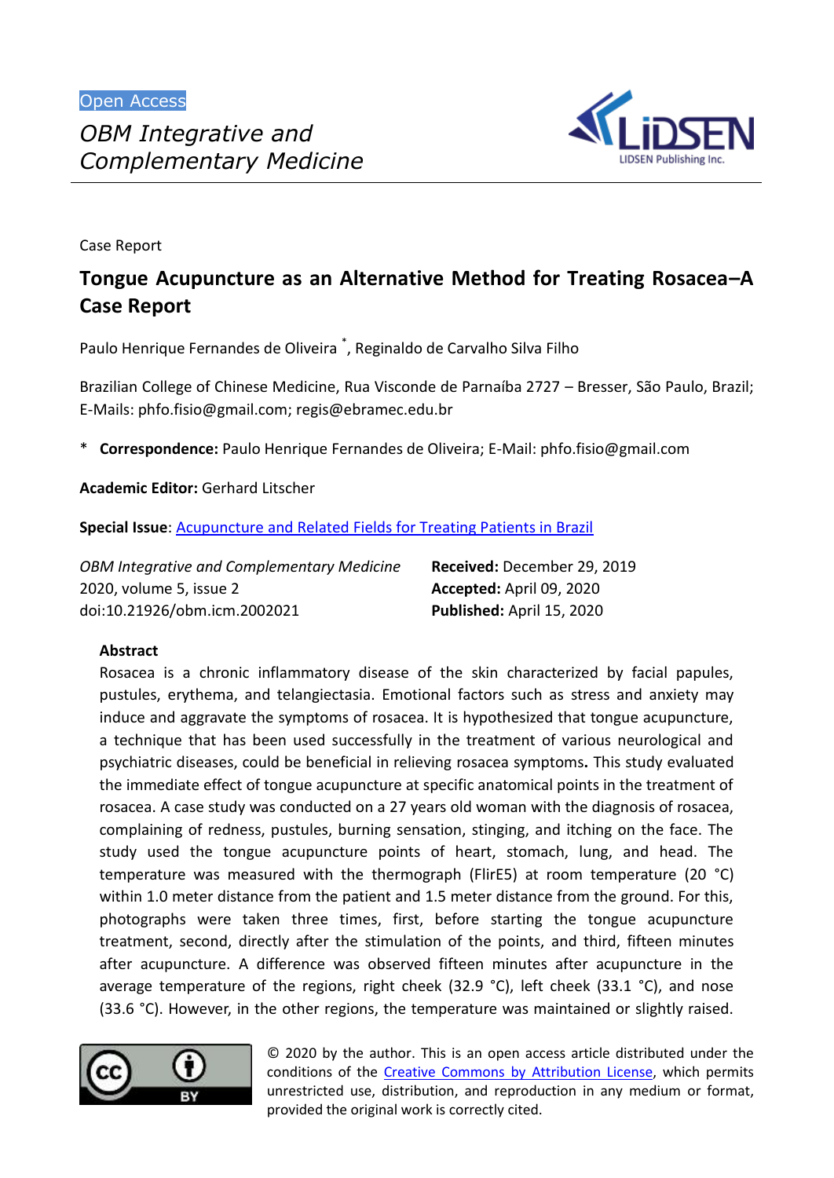Open Access

*OBM Integrative and Complementary Medicine*

Case Report

# Tongue Acupuncture as an Alternative Method for Treating Rosacea–A Case Report

Paulo Henrique Fernandes de Oliveira *, Reginaldo de Carvalho Silva Filho

Brazilian College of Chinese Medicine, Rua Visconde de Parnaíba 2727 – Bresser, São Paulo, Brazil; E-Mails: phfo.fisio@gmail.com; regis@ebramec.edu.br

* **Correspondence:** Paulo Henrique Fernandes de Oliveira; E-Mail: phfo.fisio@gmail.com

**Academic Editor:** Gerhard Litscher

**Special Issue**: Acupuncture and Related Fields for Treating Patients in Brazil

*OBM Integrative and Complementary Medicine*
2020, volume 5, issue 2
doi:10.21926/obm.icm.2002021

**Received:** December 29, 2019
**Accepted:** April 09, 2020
**Published:** April 15, 2020

## Abstract

Rosacea is a chronic inflammatory disease of the skin characterized by facial papules, pustules, erythema, and telangiectasia. Emotional factors such as stress and anxiety may induce and aggravate the symptoms of rosacea. It is hypothesized that tongue acupuncture, a technique that has been used successfully in the treatment of various neurological and psychiatric diseases, could be beneficial in relieving rosacea symptoms**.** This study evaluated the immediate effect of tongue acupuncture at specific anatomical points in the treatment of rosacea. A case study was conducted on a 27 years old woman with the diagnosis of rosacea, complaining of redness, pustules, burning sensation, stinging, and itching on the face. The study used the tongue acupuncture points of heart, stomach, lung, and head. The temperature was measured with the thermograph (FlirE5) at room temperature (20 °C) within 1.0 meter distance from the patient and 1.5 meter distance from the ground. For this, photographs were taken three times, first, before starting the tongue acupuncture treatment, second, directly after the stimulation of the points, and third, fifteen minutes after acupuncture. A difference was observed fifteen minutes after acupuncture in the average temperature of the regions, right cheek (32.9 °C), left cheek (33.1 °C), and nose (33.6 °C). However, in the other regions, the temperature was maintained or slightly raised.

© 2020 by the author. This is an open access article distributed under the conditions of the Creative Commons by Attribution License, which permits unrestricted use, distribution, and reproduction in any medium or format, provided the original work is correctly cited.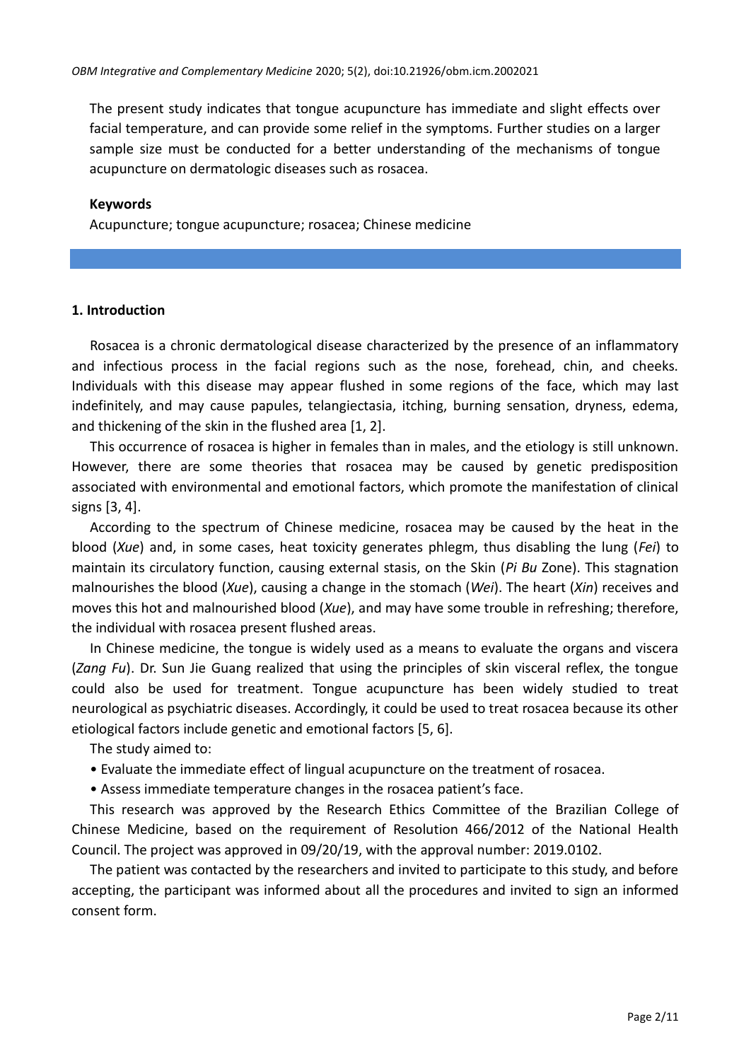The present study indicates that tongue acupuncture has immediate and slight effects over facial temperature, and can provide some relief in the symptoms. Further studies on a larger sample size must be conducted for a better understanding of the mechanisms of tongue acupuncture on dermatologic diseases such as rosacea.

**Keywords**

Acupuncture; tongue acupuncture; rosacea; Chinese medicine

## 1. Introduction

Rosacea is a chronic dermatological disease characterized by the presence of an inflammatory and infectious process in the facial regions such as the nose, forehead, chin, and cheeks. Individuals with this disease may appear flushed in some regions of the face, which may last indefinitely, and may cause papules, telangiectasia, itching, burning sensation, dryness, edema, and thickening of the skin in the flushed area [1, 2].

This occurrence of rosacea is higher in females than in males, and the etiology is still unknown. However, there are some theories that rosacea may be caused by genetic predisposition associated with environmental and emotional factors, which promote the manifestation of clinical signs [3, 4].

According to the spectrum of Chinese medicine, rosacea may be caused by the heat in the blood (*Xue*) and, in some cases, heat toxicity generates phlegm, thus disabling the lung (*Fei*) to maintain its circulatory function, causing external stasis, on the Skin (*Pi Bu* Zone). This stagnation malnourishes the blood (*Xue*), causing a change in the stomach (*Wei*). The heart (*Xin*) receives and moves this hot and malnourished blood (*Xue*), and may have some trouble in refreshing; therefore, the individual with rosacea present flushed areas.

In Chinese medicine, the tongue is widely used as a means to evaluate the organs and viscera (*Zang Fu*). Dr. Sun Jie Guang realized that using the principles of skin visceral reflex, the tongue could also be used for treatment. Tongue acupuncture has been widely studied to treat neurological as psychiatric diseases. Accordingly, it could be used to treat rosacea because its other etiological factors include genetic and emotional factors [5, 6].

The study aimed to:

- Evaluate the immediate effect of lingual acupuncture on the treatment of rosacea.
- Assess immediate temperature changes in the rosacea patient's face.

This research was approved by the Research Ethics Committee of the Brazilian College of Chinese Medicine, based on the requirement of Resolution 466/2012 of the National Health Council. The project was approved in 09/20/19, with the approval number: 2019.0102.

The patient was contacted by the researchers and invited to participate to this study, and before accepting, the participant was informed about all the procedures and invited to sign an informed consent form.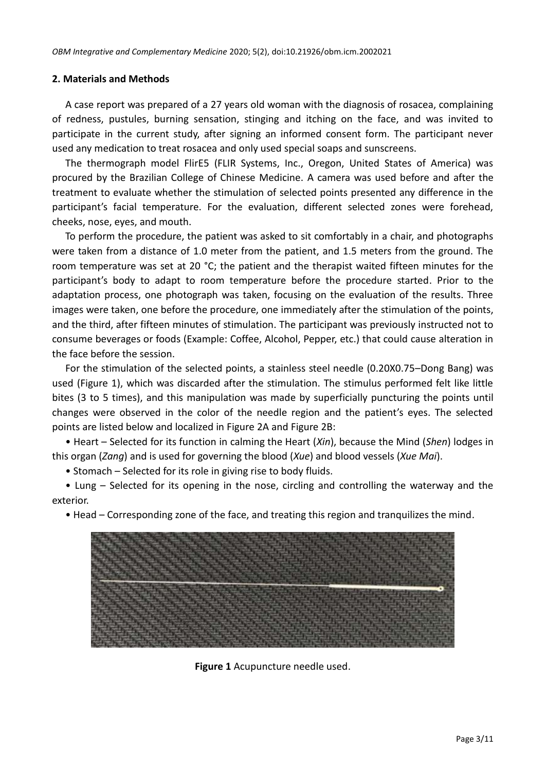## 2. Materials and Methods

A case report was prepared of a 27 years old woman with the diagnosis of rosacea, complaining of redness, pustules, burning sensation, stinging and itching on the face, and was invited to participate in the current study, after signing an informed consent form. The participant never used any medication to treat rosacea and only used special soaps and sunscreens.

The thermograph model FlirE5 (FLIR Systems, Inc., Oregon, United States of America) was procured by the Brazilian College of Chinese Medicine. A camera was used before and after the treatment to evaluate whether the stimulation of selected points presented any difference in the participant's facial temperature. For the evaluation, different selected zones were forehead, cheeks, nose, eyes, and mouth.

To perform the procedure, the patient was asked to sit comfortably in a chair, and photographs were taken from a distance of 1.0 meter from the patient, and 1.5 meters from the ground. The room temperature was set at 20 °C; the patient and the therapist waited fifteen minutes for the participant's body to adapt to room temperature before the procedure started. Prior to the adaptation process, one photograph was taken, focusing on the evaluation of the results. Three images were taken, one before the procedure, one immediately after the stimulation of the points, and the third, after fifteen minutes of stimulation. The participant was previously instructed not to consume beverages or foods (Example: Coffee, Alcohol, Pepper, etc.) that could cause alteration in the face before the session.

For the stimulation of the selected points, a stainless steel needle (0.20X0.75–Dong Bang) was used (Figure 1), which was discarded after the stimulation. The stimulus performed felt like little bites (3 to 5 times), and this manipulation was made by superficially puncturing the points until changes were observed in the color of the needle region and the patient's eyes. The selected points are listed below and localized in Figure 2A and Figure 2B:

- Heart – Selected for its function in calming the Heart (*Xin*), because the Mind (*Shen*) lodges in this organ (*Zang*) and is used for governing the blood (*Xue*) and blood vessels (*Xue Mai*).
- Stomach – Selected for its role in giving rise to body fluids.
- Lung – Selected for its opening in the nose, circling and controlling the waterway and the exterior.
- Head – Corresponding zone of the face, and treating this region and tranquilizes the mind.

**Figure 1** Acupuncture needle used.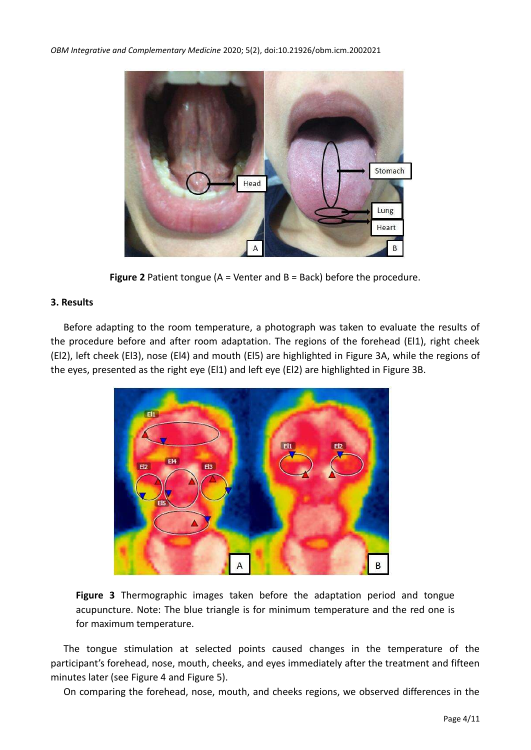Figure 2 Patient tongue (A = Venter and B = Back) before the procedure.

## 3. Results

Before adapting to the room temperature, a photograph was taken to evaluate the results of the procedure before and after room adaptation. The regions of the forehead (El1), right cheek (El2), left cheek (El3), nose (El4) and mouth (El5) are highlighted in Figure 3A, while the regions of the eyes, presented as the right eye (El1) and left eye (El2) are highlighted in Figure 3B.

**Figure 3** Thermographic images taken before the adaptation period and tongue acupuncture. Note: The blue triangle is for minimum temperature and the red one is for maximum temperature.

The tongue stimulation at selected points caused changes in the temperature of the participant's forehead, nose, mouth, cheeks, and eyes immediately after the treatment and fifteen minutes later (see Figure 4 and Figure 5).

On comparing the forehead, nose, mouth, and cheeks regions, we observed differences in the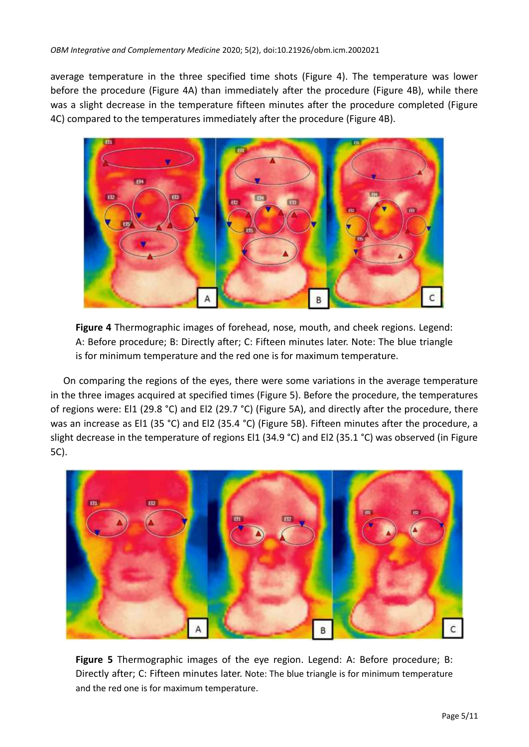average temperature in the three specified time shots (Figure 4). The temperature was lower before the procedure (Figure 4A) than immediately after the procedure (Figure 4B), while there was a slight decrease in the temperature fifteen minutes after the procedure completed (Figure 4C) compared to the temperatures immediately after the procedure (Figure 4B).

**Figure 4** Thermographic images of forehead, nose, mouth, and cheek regions. Legend: A: Before procedure; B: Directly after; C: Fifteen minutes later. Note: The blue triangle is for minimum temperature and the red one is for maximum temperature.

On comparing the regions of the eyes, there were some variations in the average temperature in the three images acquired at specified times (Figure 5). Before the procedure, the temperatures of regions were: El1 (29.8 °C) and El2 (29.7 °C) (Figure 5A), and directly after the procedure, there was an increase as El1 (35 °C) and El2 (35.4 °C) (Figure 5B). Fifteen minutes after the procedure, a slight decrease in the temperature of regions El1 (34.9 °C) and El2 (35.1 °C) was observed (in Figure 5C).

**Figure 5** Thermographic images of the eye region. Legend: A: Before procedure; B: Directly after; C: Fifteen minutes later. Note: The blue triangle is for minimum temperature and the red one is for maximum temperature.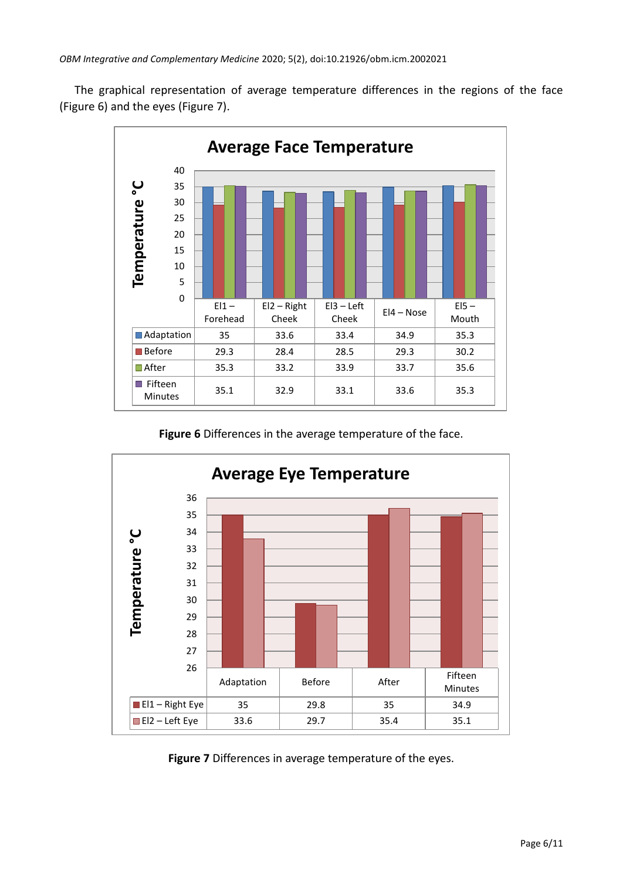The graphical representation of average temperature differences in the regions of the face (Figure 6) and the eyes (Figure 7).

**Average Face Temperature**

| | El1 – Forehead | El2 – Right Cheek | El3 – Left Cheek | El4 – Nose | El5 – Mouth |
|---|---|---|---|---|---|
| Adaptation | 35 | 33.6 | 33.4 | 34.9 | 35.3 |
| Before | 29.3 | 28.4 | 28.5 | 29.3 | 30.2 |
| After | 35.3 | 33.2 | 33.9 | 33.7 | 35.6 |
| Fifteen Minutes | 35.1 | 32.9 | 33.1 | 33.6 | 35.3 |

**Figure 6** Differences in the average temperature of the face.

**Average Eye Temperature**

| | Adaptation | Before | After | Fifteen Minutes |
|---|---|---|---|---|
| El1 – Right Eye | 35 | 29.8 | 35 | 34.9 |
| El2 – Left Eye | 33.6 | 29.7 | 35.4 | 35.1 |

**Figure 7** Differences in average temperature of the eyes.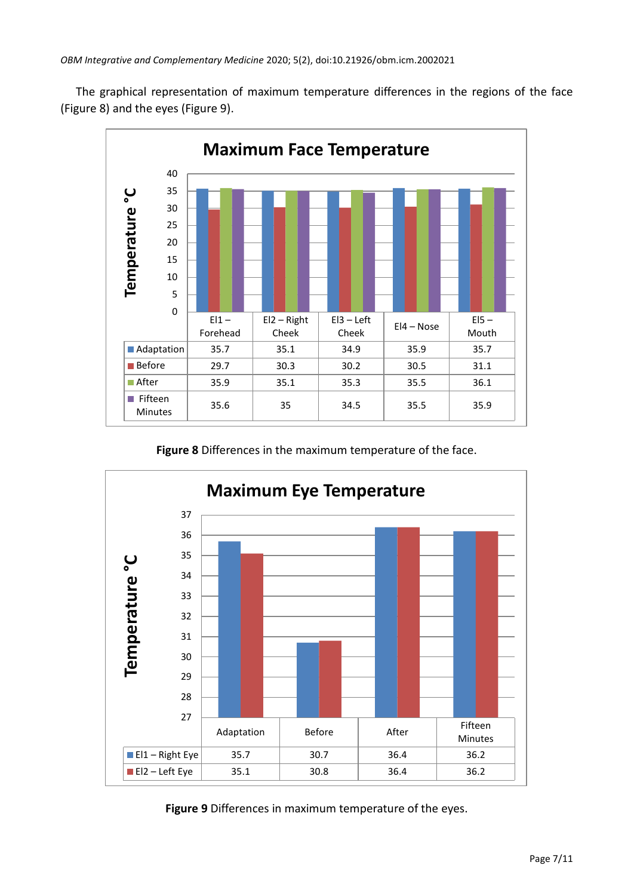The graphical representation of maximum temperature differences in the regions of the face (Figure 8) and the eyes (Figure 9).

**Maximum Face Temperature**

| | El1 – Forehead | El2 – Right Cheek | El3 – Left Cheek | El4 – Nose | El5 – Mouth |
|---|---|---|---|---|---|
| Adaptation | 35.7 | 35.1 | 34.9 | 35.9 | 35.7 |
| Before | 29.7 | 30.3 | 30.2 | 30.5 | 31.1 |
| After | 35.9 | 35.1 | 35.3 | 35.5 | 36.1 |
| Fifteen Minutes | 35.6 | 35 | 34.5 | 35.5 | 35.9 |

**Figure 8** Differences in the maximum temperature of the face.

**Maximum Eye Temperature**

| | Adaptation | Before | After | Fifteen Minutes |
|---|---|---|---|---|
| El1 – Right Eye | 35.7 | 30.7 | 36.4 | 36.2 |
| El2 – Left Eye | 35.1 | 30.8 | 36.4 | 36.2 |

**Figure 9** Differences in maximum temperature of the eyes.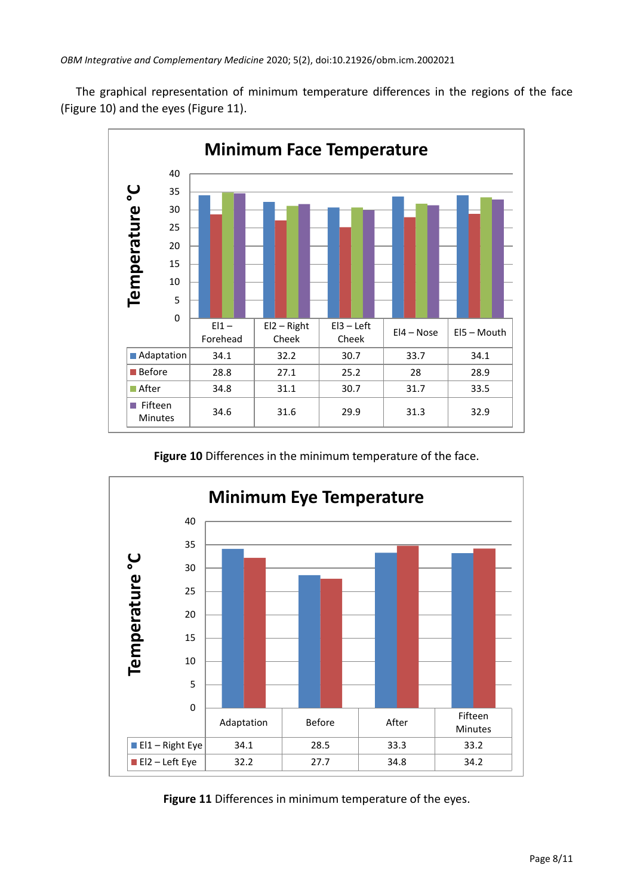The graphical representation of minimum temperature differences in the regions of the face (Figure 10) and the eyes (Figure 11).

**Minimum Face Temperature**

| | El1 – Forehead | El2 – Right Cheek | El3 – Left Cheek | El4 – Nose | El5 – Mouth |
|---|---|---|---|---|---|
| Adaptation | 34.1 | 32.2 | 30.7 | 33.7 | 34.1 |
| Before | 28.8 | 27.1 | 25.2 | 28 | 28.9 |
| After | 34.8 | 31.1 | 30.7 | 31.7 | 33.5 |
| Fifteen Minutes | 34.6 | 31.6 | 29.9 | 31.3 | 32.9 |

**Figure 10** Differences in the minimum temperature of the face.

**Minimum Eye Temperature**

| | Adaptation | Before | After | Fifteen Minutes |
|---|---|---|---|---|
| El1 – Right Eye | 34.1 | 28.5 | 33.3 | 33.2 |
| El2 – Left Eye | 32.2 | 27.7 | 34.8 | 34.2 |

**Figure 11** Differences in minimum temperature of the eyes.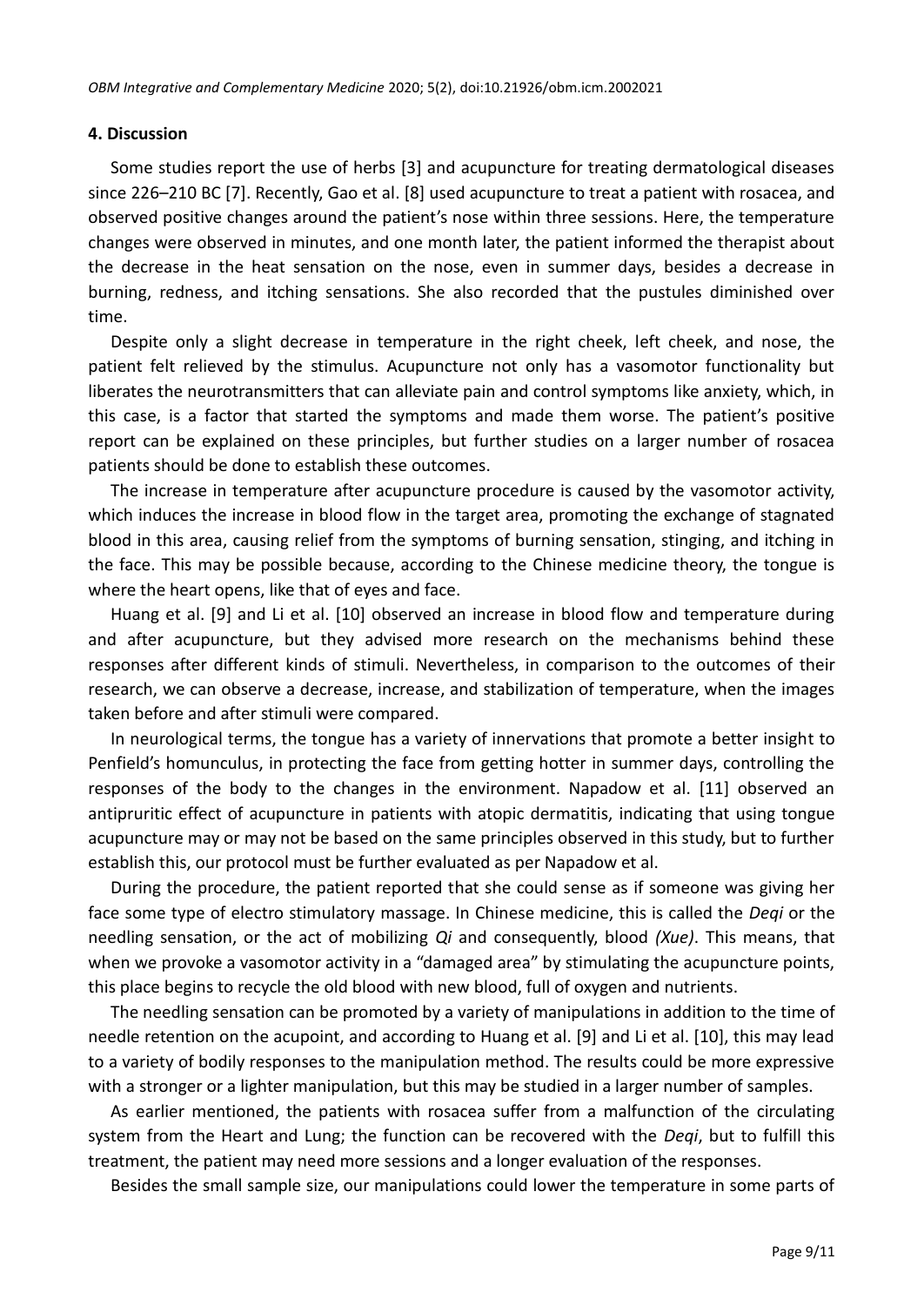## 4. Discussion

Some studies report the use of herbs [3] and acupuncture for treating dermatological diseases since 226–210 BC [7]. Recently, Gao et al. [8] used acupuncture to treat a patient with rosacea, and observed positive changes around the patient's nose within three sessions. Here, the temperature changes were observed in minutes, and one month later, the patient informed the therapist about the decrease in the heat sensation on the nose, even in summer days, besides a decrease in burning, redness, and itching sensations. She also recorded that the pustules diminished over time.

Despite only a slight decrease in temperature in the right cheek, left cheek, and nose, the patient felt relieved by the stimulus. Acupuncture not only has a vasomotor functionality but liberates the neurotransmitters that can alleviate pain and control symptoms like anxiety, which, in this case, is a factor that started the symptoms and made them worse. The patient's positive report can be explained on these principles, but further studies on a larger number of rosacea patients should be done to establish these outcomes.

The increase in temperature after acupuncture procedure is caused by the vasomotor activity, which induces the increase in blood flow in the target area, promoting the exchange of stagnated blood in this area, causing relief from the symptoms of burning sensation, stinging, and itching in the face. This may be possible because, according to the Chinese medicine theory, the tongue is where the heart opens, like that of eyes and face.

Huang et al. [9] and Li et al. [10] observed an increase in blood flow and temperature during and after acupuncture, but they advised more research on the mechanisms behind these responses after different kinds of stimuli. Nevertheless, in comparison to the outcomes of their research, we can observe a decrease, increase, and stabilization of temperature, when the images taken before and after stimuli were compared.

In neurological terms, the tongue has a variety of innervations that promote a better insight to Penfield's homunculus, in protecting the face from getting hotter in summer days, controlling the responses of the body to the changes in the environment. Napadow et al. [11] observed an antipruritic effect of acupuncture in patients with atopic dermatitis, indicating that using tongue acupuncture may or may not be based on the same principles observed in this study, but to further establish this, our protocol must be further evaluated as per Napadow et al.

During the procedure, the patient reported that she could sense as if someone was giving her face some type of electro stimulatory massage. In Chinese medicine, this is called the *Deqi* or the needling sensation, or the act of mobilizing *Qi* and consequently, blood *(Xue)*. This means, that when we provoke a vasomotor activity in a "damaged area" by stimulating the acupuncture points, this place begins to recycle the old blood with new blood, full of oxygen and nutrients.

The needling sensation can be promoted by a variety of manipulations in addition to the time of needle retention on the acupoint, and according to Huang et al. [9] and Li et al. [10], this may lead to a variety of bodily responses to the manipulation method. The results could be more expressive with a stronger or a lighter manipulation, but this may be studied in a larger number of samples.

As earlier mentioned, the patients with rosacea suffer from a malfunction of the circulating system from the Heart and Lung; the function can be recovered with the *Deqi*, but to fulfill this treatment, the patient may need more sessions and a longer evaluation of the responses.

Besides the small sample size, our manipulations could lower the temperature in some parts of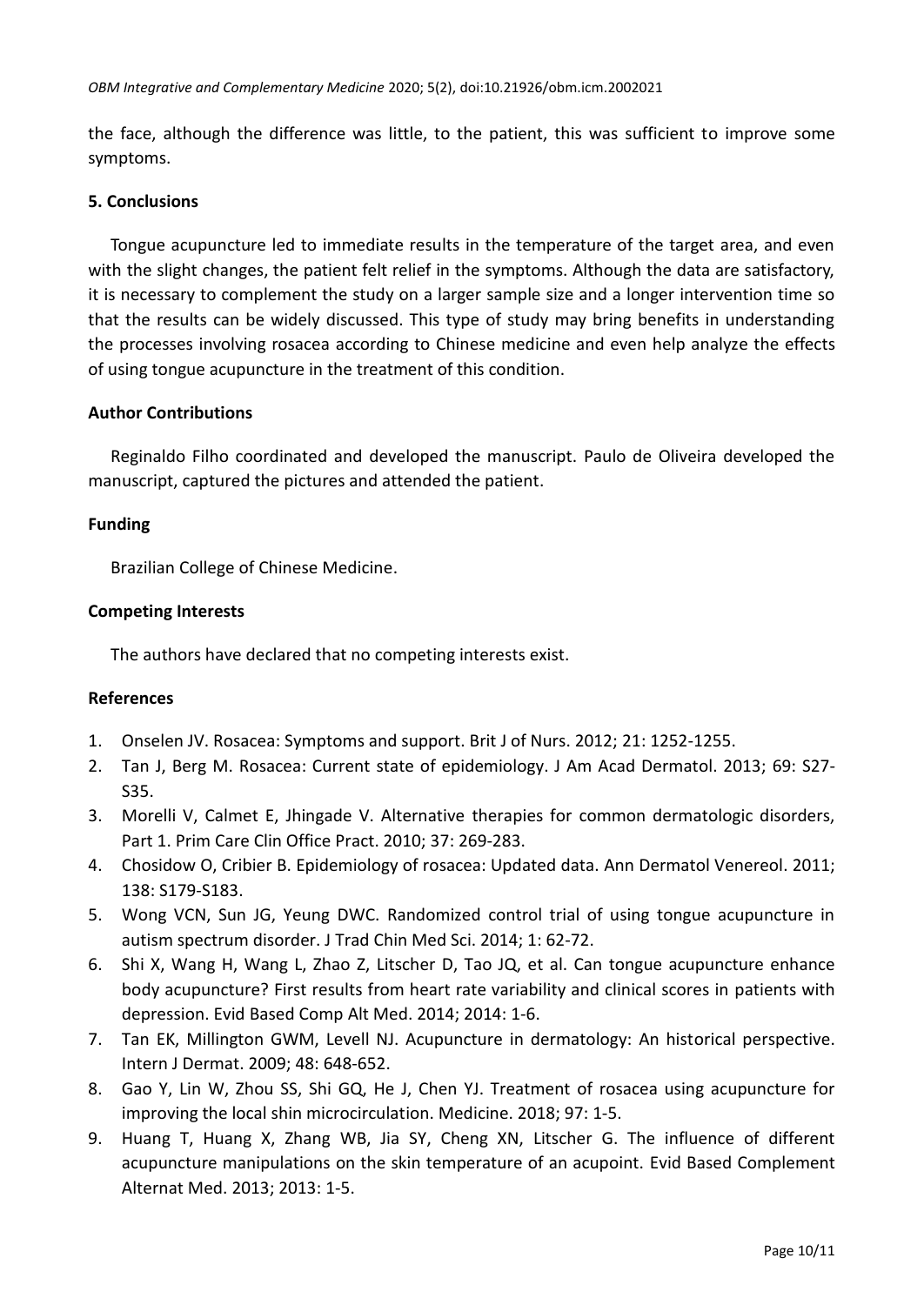the face, although the difference was little, to the patient, this was sufficient to improve some symptoms.

## 5. Conclusions

Tongue acupuncture led to immediate results in the temperature of the target area, and even with the slight changes, the patient felt relief in the symptoms. Although the data are satisfactory, it is necessary to complement the study on a larger sample size and a longer intervention time so that the results can be widely discussed. This type of study may bring benefits in understanding the processes involving rosacea according to Chinese medicine and even help analyze the effects of using tongue acupuncture in the treatment of this condition.

## Author Contributions

Reginaldo Filho coordinated and developed the manuscript. Paulo de Oliveira developed the manuscript, captured the pictures and attended the patient.

## Funding

Brazilian College of Chinese Medicine.

## Competing Interests

The authors have declared that no competing interests exist.

## References

1. Onselen JV. Rosacea: Symptoms and support. Brit J of Nurs. 2012; 21: 1252-1255.
2. Tan J, Berg M. Rosacea: Current state of epidemiology. J Am Acad Dermatol. 2013; 69: S27-S35.
3. Morelli V, Calmet E, Jhingade V. Alternative therapies for common dermatologic disorders, Part 1. Prim Care Clin Office Pract. 2010; 37: 269-283.
4. Chosidow O, Cribier B. Epidemiology of rosacea: Updated data. Ann Dermatol Venereol. 2011; 138: S179-S183.
5. Wong VCN, Sun JG, Yeung DWC. Randomized control trial of using tongue acupuncture in autism spectrum disorder. J Trad Chin Med Sci. 2014; 1: 62-72.
6. Shi X, Wang H, Wang L, Zhao Z, Litscher D, Tao JQ, et al. Can tongue acupuncture enhance body acupuncture? First results from heart rate variability and clinical scores in patients with depression. Evid Based Comp Alt Med. 2014; 2014: 1-6.
7. Tan EK, Millington GWM, Levell NJ. Acupuncture in dermatology: An historical perspective. Intern J Dermat. 2009; 48: 648-652.
8. Gao Y, Lin W, Zhou SS, Shi GQ, He J, Chen YJ. Treatment of rosacea using acupuncture for improving the local shin microcirculation. Medicine. 2018; 97: 1-5.
9. Huang T, Huang X, Zhang WB, Jia SY, Cheng XN, Litscher G. The influence of different acupuncture manipulations on the skin temperature of an acupoint. Evid Based Complement Alternat Med. 2013; 2013: 1-5.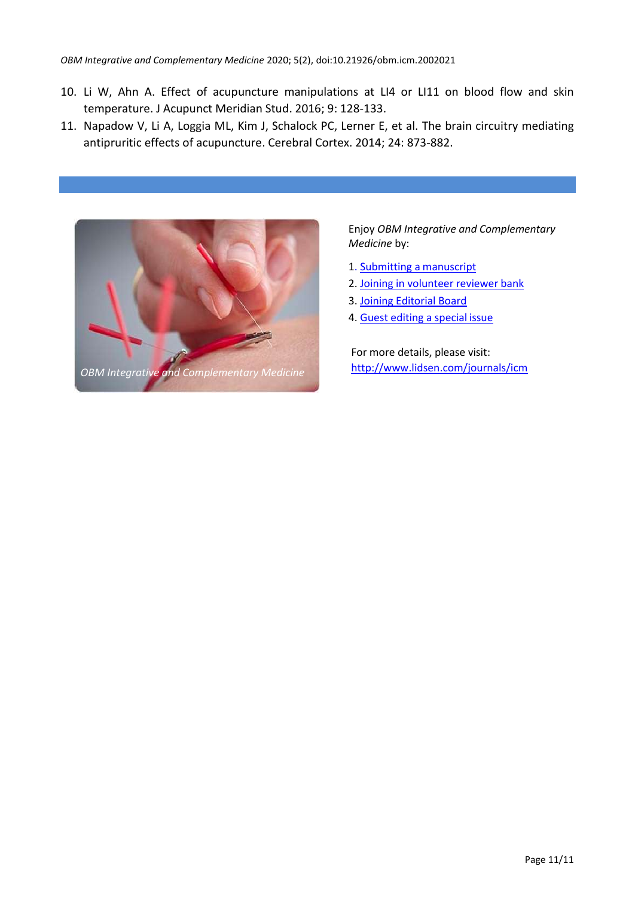10. Li W, Ahn A. Effect of acupuncture manipulations at LI4 or LI11 on blood flow and skin temperature. J Acupunct Meridian Stud. 2016; 9: 128-133.
11. Napadow V, Li A, Loggia ML, Kim J, Schalock PC, Lerner E, et al. The brain circuitry mediating antipruritic effects of acupuncture. Cerebral Cortex. 2014; 24: 873-882.

*OBM Integrative and Complementary Medicine*

Enjoy *OBM Integrative and Complementary Medicine* by:

1. Submitting a manuscript
2. Joining in volunteer reviewer bank
3. Joining Editorial Board
4. Guest editing a special issue

For more details, please visit:
http://www.lidsen.com/journals/icm